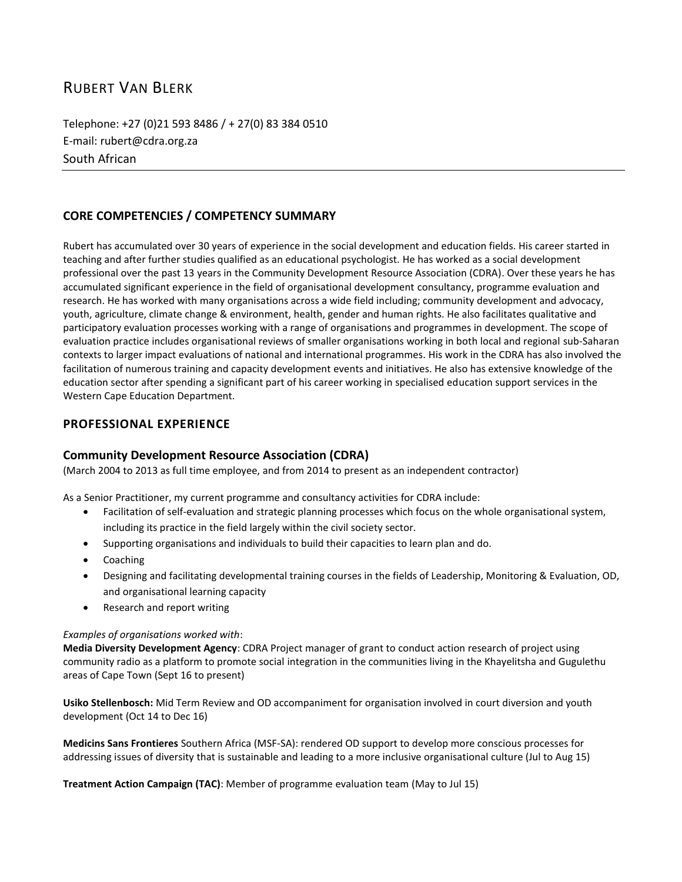# RUBERT VAN BLERK

Telephone: +27 (0)21 593 8486 / + 27(0) 83 384 0510
E-mail: rubert@cdra.org.za
South African

---

## CORE COMPETENCIES / COMPETENCY SUMMARY

Rubert has accumulated over 30 years of experience in the social development and education fields. His career started in teaching and after further studies qualified as an educational psychologist. He has worked as a social development professional over the past 13 years in the Community Development Resource Association (CDRA). Over these years he has accumulated significant experience in the field of organisational development consultancy, programme evaluation and research. He has worked with many organisations across a wide field including; community development and advocacy, youth, agriculture, climate change & environment, health, gender and human rights. He also facilitates qualitative and participatory evaluation processes working with a range of organisations and programmes in development. The scope of evaluation practice includes organisational reviews of smaller organisations working in both local and regional sub-Saharan contexts to larger impact evaluations of national and international programmes. His work in the CDRA has also involved the facilitation of numerous training and capacity development events and initiatives. He also has extensive knowledge of the education sector after spending a significant part of his career working in specialised education support services in the Western Cape Education Department.

## PROFESSIONAL EXPERIENCE

### Community Development Resource Association (CDRA)

(March 2004 to 2013 as full time employee, and from 2014 to present as an independent contractor)

As a Senior Practitioner, my current programme and consultancy activities for CDRA include:

- Facilitation of self-evaluation and strategic planning processes which focus on the whole organisational system, including its practice in the field largely within the civil society sector.
- Supporting organisations and individuals to build their capacities to learn plan and do.
- Coaching
- Designing and facilitating developmental training courses in the fields of Leadership, Monitoring & Evaluation, OD, and organisational learning capacity
- Research and report writing

*Examples of organisations worked with*:

**Media Diversity Development Agency**: CDRA Project manager of grant to conduct action research of project using community radio as a platform to promote social integration in the communities living in the Khayelitsha and Gugulethu areas of Cape Town (Sept 16 to present)

**Usiko Stellenbosch:** Mid Term Review and OD accompaniment for organisation involved in court diversion and youth development (Oct 14 to Dec 16)

**Medicins Sans Frontieres** Southern Africa (MSF-SA): rendered OD support to develop more conscious processes for addressing issues of diversity that is sustainable and leading to a more inclusive organisational culture (Jul to Aug 15)

**Treatment Action Campaign (TAC)**: Member of programme evaluation team (May to Jul 15)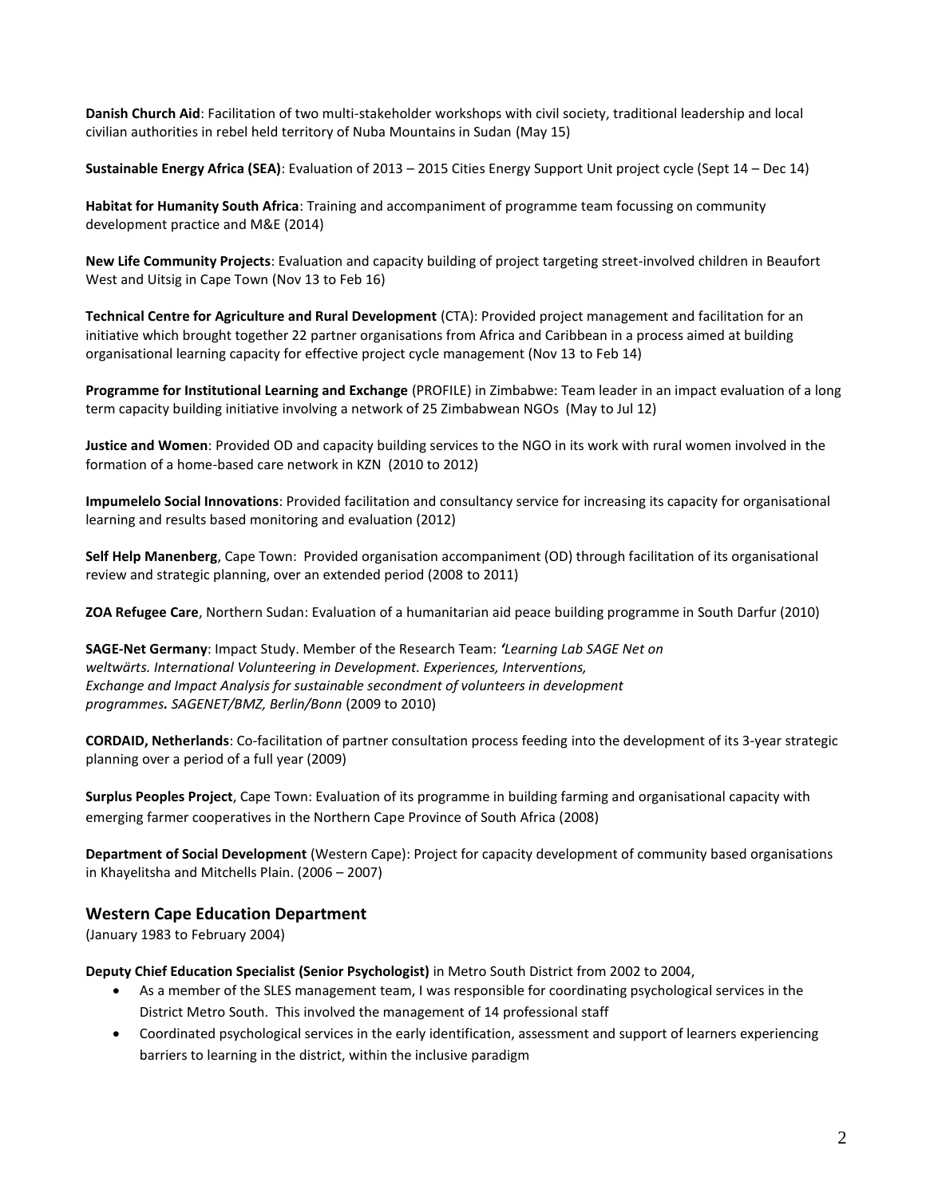**Danish Church Aid**: Facilitation of two multi-stakeholder workshops with civil society, traditional leadership and local civilian authorities in rebel held territory of Nuba Mountains in Sudan (May 15)

**Sustainable Energy Africa (SEA)**: Evaluation of 2013 – 2015 Cities Energy Support Unit project cycle (Sept 14 – Dec 14)

**Habitat for Humanity South Africa**: Training and accompaniment of programme team focussing on community development practice and M&E (2014)

**New Life Community Projects**: Evaluation and capacity building of project targeting street-involved children in Beaufort West and Uitsig in Cape Town (Nov 13 to Feb 16)

**Technical Centre for Agriculture and Rural Development** (CTA): Provided project management and facilitation for an initiative which brought together 22 partner organisations from Africa and Caribbean in a process aimed at building organisational learning capacity for effective project cycle management (Nov 13 to Feb 14)

**Programme for Institutional Learning and Exchange** (PROFILE) in Zimbabwe: Team leader in an impact evaluation of a long term capacity building initiative involving a network of 25 Zimbabwean NGOs (May to Jul 12)

**Justice and Women**: Provided OD and capacity building services to the NGO in its work with rural women involved in the formation of a home-based care network in KZN (2010 to 2012)

**Impumelelo Social Innovations**: Provided facilitation and consultancy service for increasing its capacity for organisational learning and results based monitoring and evaluation (2012)

**Self Help Manenberg**, Cape Town: Provided organisation accompaniment (OD) through facilitation of its organisational review and strategic planning, over an extended period (2008 to 2011)

**ZOA Refugee Care**, Northern Sudan: Evaluation of a humanitarian aid peace building programme in South Darfur (2010)

**SAGE-Net Germany**: Impact Study. Member of the Research Team: *'Learning Lab SAGE Net on weltwärts. International Volunteering in Development. Experiences, Interventions, Exchange and Impact Analysis for sustainable secondment of volunteers in development programmes. SAGENET/BMZ, Berlin/Bonn* (2009 to 2010)

**CORDAID, Netherlands**: Co-facilitation of partner consultation process feeding into the development of its 3-year strategic planning over a period of a full year (2009)

**Surplus Peoples Project**, Cape Town: Evaluation of its programme in building farming and organisational capacity with emerging farmer cooperatives in the Northern Cape Province of South Africa (2008)

**Department of Social Development** (Western Cape): Project for capacity development of community based organisations in Khayelitsha and Mitchells Plain. (2006 – 2007)

## Western Cape Education Department

(January 1983 to February 2004)

**Deputy Chief Education Specialist (Senior Psychologist)** in Metro South District from 2002 to 2004,

- As a member of the SLES management team, I was responsible for coordinating psychological services in the District Metro South. This involved the management of 14 professional staff
- Coordinated psychological services in the early identification, assessment and support of learners experiencing barriers to learning in the district, within the inclusive paradigm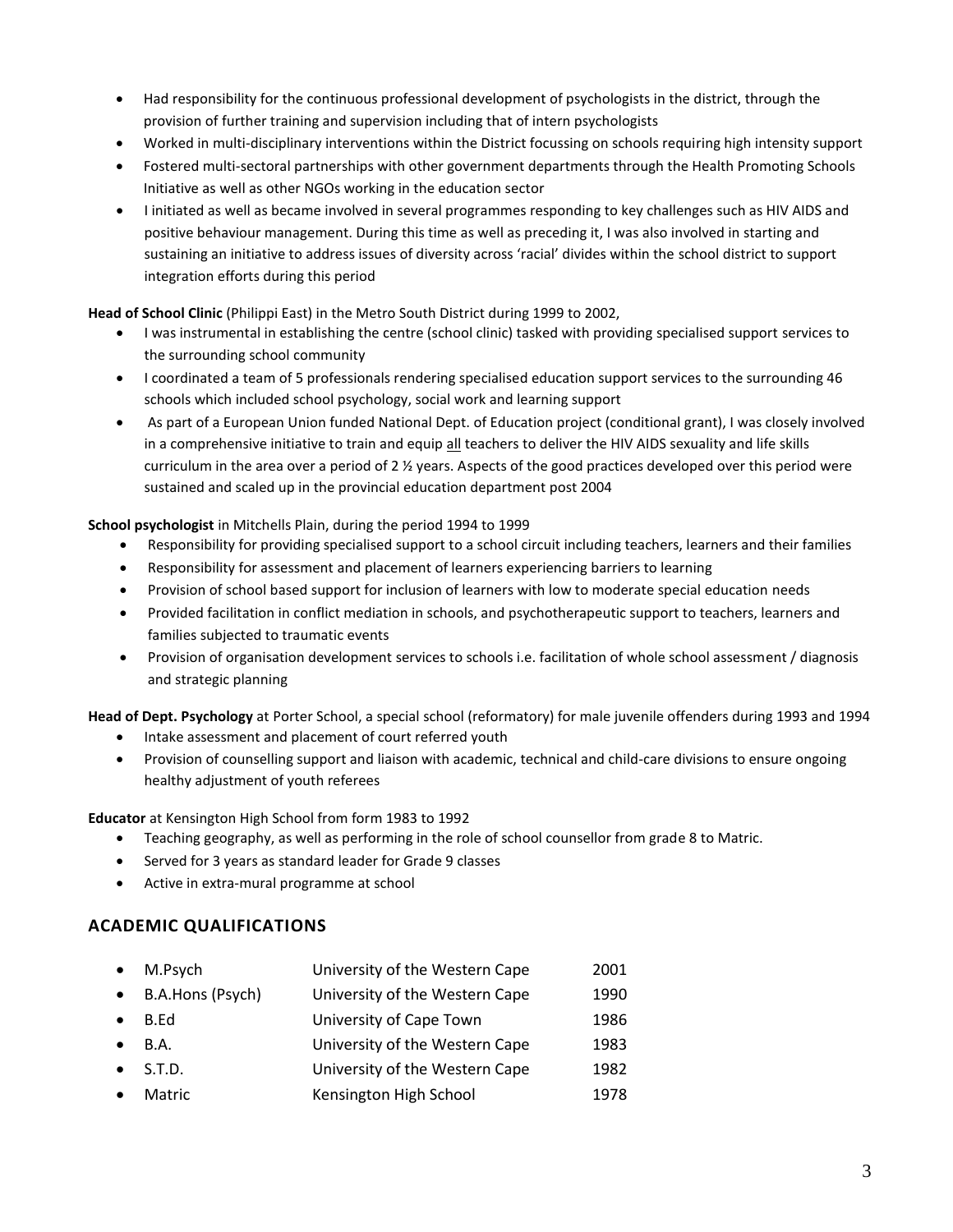- Had responsibility for the continuous professional development of psychologists in the district, through the provision of further training and supervision including that of intern psychologists
- Worked in multi-disciplinary interventions within the District focussing on schools requiring high intensity support
- Fostered multi-sectoral partnerships with other government departments through the Health Promoting Schools Initiative as well as other NGOs working in the education sector
- I initiated as well as became involved in several programmes responding to key challenges such as HIV AIDS and positive behaviour management. During this time as well as preceding it, I was also involved in starting and sustaining an initiative to address issues of diversity across 'racial' divides within the school district to support integration efforts during this period

**Head of School Clinic** (Philippi East) in the Metro South District during 1999 to 2002,

- I was instrumental in establishing the centre (school clinic) tasked with providing specialised support services to the surrounding school community
- I coordinated a team of 5 professionals rendering specialised education support services to the surrounding 46 schools which included school psychology, social work and learning support
- As part of a European Union funded National Dept. of Education project (conditional grant), I was closely involved in a comprehensive initiative to train and equip <u>all</u> teachers to deliver the HIV AIDS sexuality and life skills curriculum in the area over a period of 2 ½ years. Aspects of the good practices developed over this period were sustained and scaled up in the provincial education department post 2004

**School psychologist** in Mitchells Plain, during the period 1994 to 1999

- Responsibility for providing specialised support to a school circuit including teachers, learners and their families
- Responsibility for assessment and placement of learners experiencing barriers to learning
- Provision of school based support for inclusion of learners with low to moderate special education needs
- Provided facilitation in conflict mediation in schools, and psychotherapeutic support to teachers, learners and families subjected to traumatic events
- Provision of organisation development services to schools i.e. facilitation of whole school assessment / diagnosis and strategic planning

**Head of Dept. Psychology** at Porter School, a special school (reformatory) for male juvenile offenders during 1993 and 1994

- Intake assessment and placement of court referred youth
- Provision of counselling support and liaison with academic, technical and child-care divisions to ensure ongoing healthy adjustment of youth referees

**Educator** at Kensington High School from form 1983 to 1992

- Teaching geography, as well as performing in the role of school counsellor from grade 8 to Matric.
- Served for 3 years as standard leader for Grade 9 classes
- Active in extra-mural programme at school

## ACADEMIC QUALIFICATIONS

- M.Psych — University of the Western Cape — 2001
- B.A.Hons (Psych) — University of the Western Cape — 1990
- B.Ed — University of Cape Town — 1986
- B.A. — University of the Western Cape — 1983
- S.T.D. — University of the Western Cape — 1982
- Matric — Kensington High School — 1978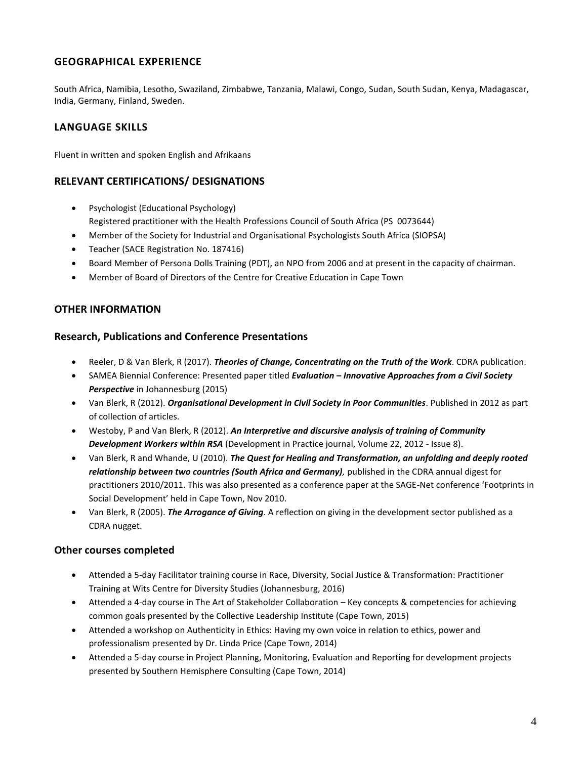## GEOGRAPHICAL EXPERIENCE

South Africa, Namibia, Lesotho, Swaziland, Zimbabwe, Tanzania, Malawi, Congo, Sudan, South Sudan, Kenya, Madagascar, India, Germany, Finland, Sweden.

## LANGUAGE SKILLS

Fluent in written and spoken English and Afrikaans

## RELEVANT CERTIFICATIONS/ DESIGNATIONS

- Psychologist (Educational Psychology)
  Registered practitioner with the Health Professions Council of South Africa (PS 0073644)
- Member of the Society for Industrial and Organisational Psychologists South Africa (SIOPSA)
- Teacher (SACE Registration No. 187416)
- Board Member of Persona Dolls Training (PDT), an NPO from 2006 and at present in the capacity of chairman.
- Member of Board of Directors of the Centre for Creative Education in Cape Town

## OTHER INFORMATION

### Research, Publications and Conference Presentations

- Reeler, D & Van Blerk, R (2017). ***Theories of Change, Concentrating on the Truth of the Work***. CDRA publication.
- SAMEA Biennial Conference: Presented paper titled ***Evaluation – Innovative Approaches from a Civil Society Perspective*** in Johannesburg (2015)
- Van Blerk, R (2012). ***Organisational Development in Civil Society in Poor Communities***. Published in 2012 as part of collection of articles.
- Westoby, P and Van Blerk, R (2012). ***An Interpretive and discursive analysis of training of Community Development Workers within RSA*** (Development in Practice journal, Volume 22, 2012 - Issue 8).
- Van Blerk, R and Whande, U (2010). ***The Quest for Healing and Transformation, an unfolding and deeply rooted relationship between two countries (South Africa and Germany)***, published in the CDRA annual digest for practitioners 2010/2011. This was also presented as a conference paper at the SAGE-Net conference 'Footprints in Social Development' held in Cape Town, Nov 2010.
- Van Blerk, R (2005). ***The Arrogance of Giving***. A reflection on giving in the development sector published as a CDRA nugget.

### Other courses completed

- Attended a 5-day Facilitator training course in Race, Diversity, Social Justice & Transformation: Practitioner Training at Wits Centre for Diversity Studies (Johannesburg, 2016)
- Attended a 4-day course in The Art of Stakeholder Collaboration – Key concepts & competencies for achieving common goals presented by the Collective Leadership Institute (Cape Town, 2015)
- Attended a workshop on Authenticity in Ethics: Having my own voice in relation to ethics, power and professionalism presented by Dr. Linda Price (Cape Town, 2014)
- Attended a 5-day course in Project Planning, Monitoring, Evaluation and Reporting for development projects presented by Southern Hemisphere Consulting (Cape Town, 2014)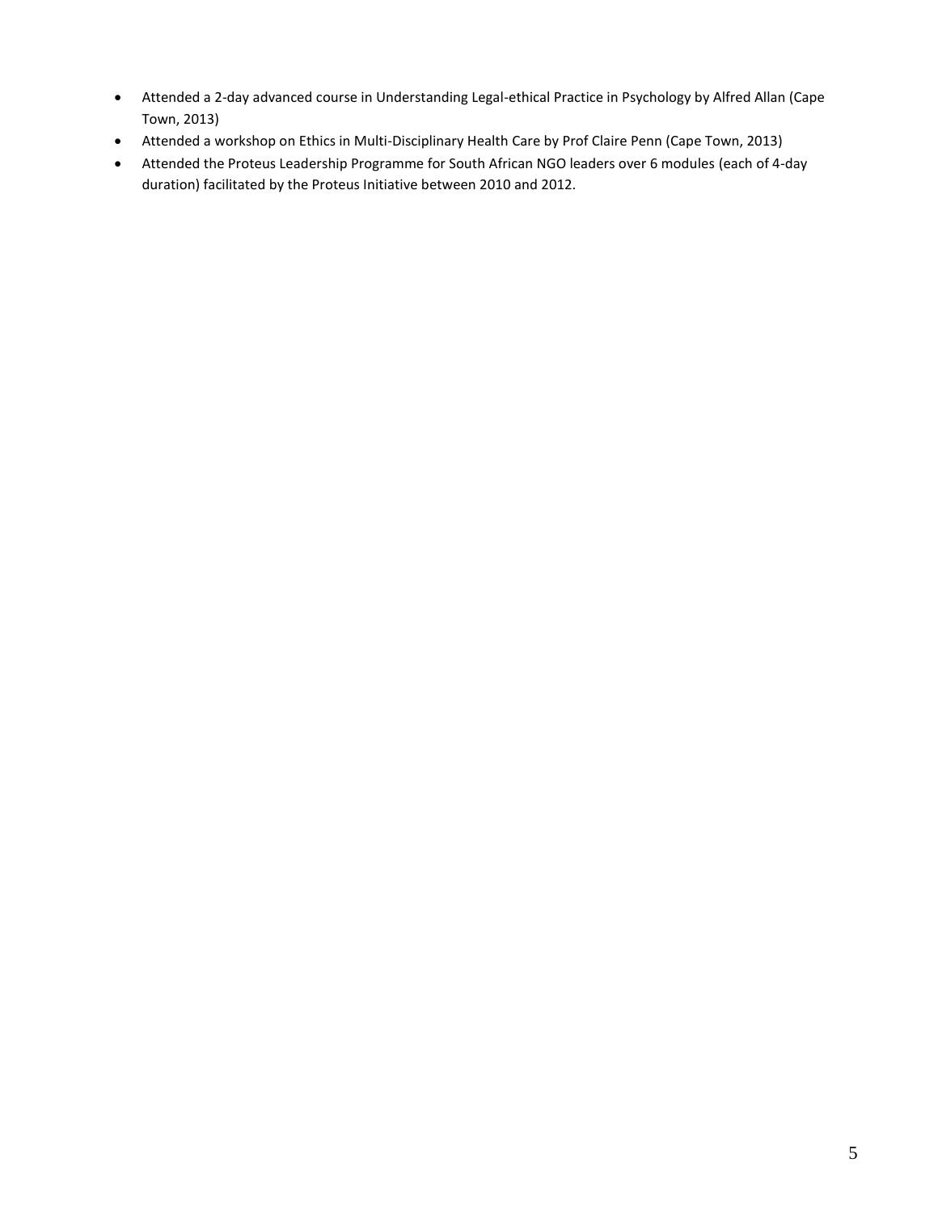- Attended a 2-day advanced course in Understanding Legal-ethical Practice in Psychology by Alfred Allan (Cape Town, 2013)
- Attended a workshop on Ethics in Multi-Disciplinary Health Care by Prof Claire Penn (Cape Town, 2013)
- Attended the Proteus Leadership Programme for South African NGO leaders over 6 modules (each of 4-day duration) facilitated by the Proteus Initiative between 2010 and 2012.